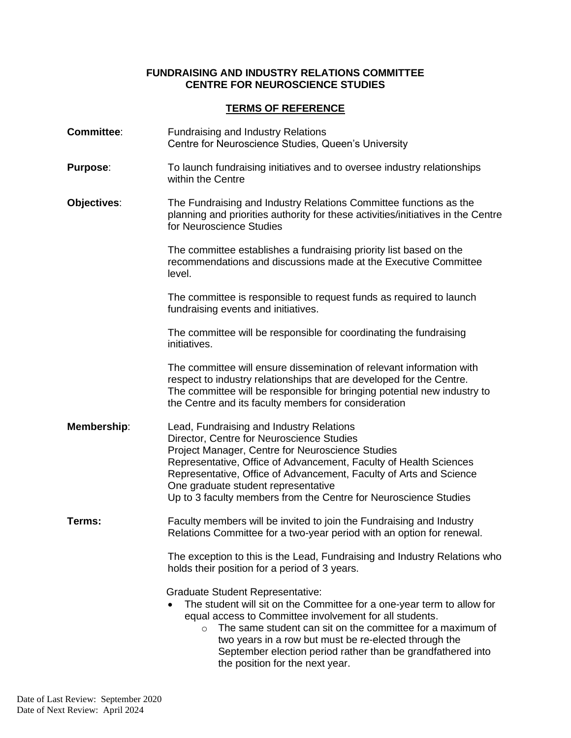**FUNDRAISING AND INDUSTRY RELATIONS COMMITTEE**
**CENTRE FOR NEUROSCIENCE STUDIES**

**TERMS OF REFERENCE**

**Committee**: Fundraising and Industry Relations
Centre for Neuroscience Studies, Queen's University

**Purpose**: To launch fundraising initiatives and to oversee industry relationships within the Centre

**Objectives**: The Fundraising and Industry Relations Committee functions as the planning and priorities authority for these activities/initiatives in the Centre for Neuroscience Studies

The committee establishes a fundraising priority list based on the recommendations and discussions made at the Executive Committee level.

The committee is responsible to request funds as required to launch fundraising events and initiatives.

The committee will be responsible for coordinating the fundraising initiatives.

The committee will ensure dissemination of relevant information with respect to industry relationships that are developed for the Centre. The committee will be responsible for bringing potential new industry to the Centre and its faculty members for consideration

**Membership**: Lead, Fundraising and Industry Relations
Director, Centre for Neuroscience Studies
Project Manager, Centre for Neuroscience Studies
Representative, Office of Advancement, Faculty of Health Sciences
Representative, Office of Advancement, Faculty of Arts and Science
One graduate student representative
Up to 3 faculty members from the Centre for Neuroscience Studies

**Terms:** Faculty members will be invited to join the Fundraising and Industry Relations Committee for a two-year period with an option for renewal.

The exception to this is the Lead, Fundraising and Industry Relations who holds their position for a period of 3 years.

Graduate Student Representative:

- The student will sit on the Committee for a one-year term to allow for equal access to Committee involvement for all students.
  - The same student can sit on the committee for a maximum of two years in a row but must be re-elected through the September election period rather than be grandfathered into the position for the next year.

Date of Last Review: September 2020
Date of Next Review: April 2024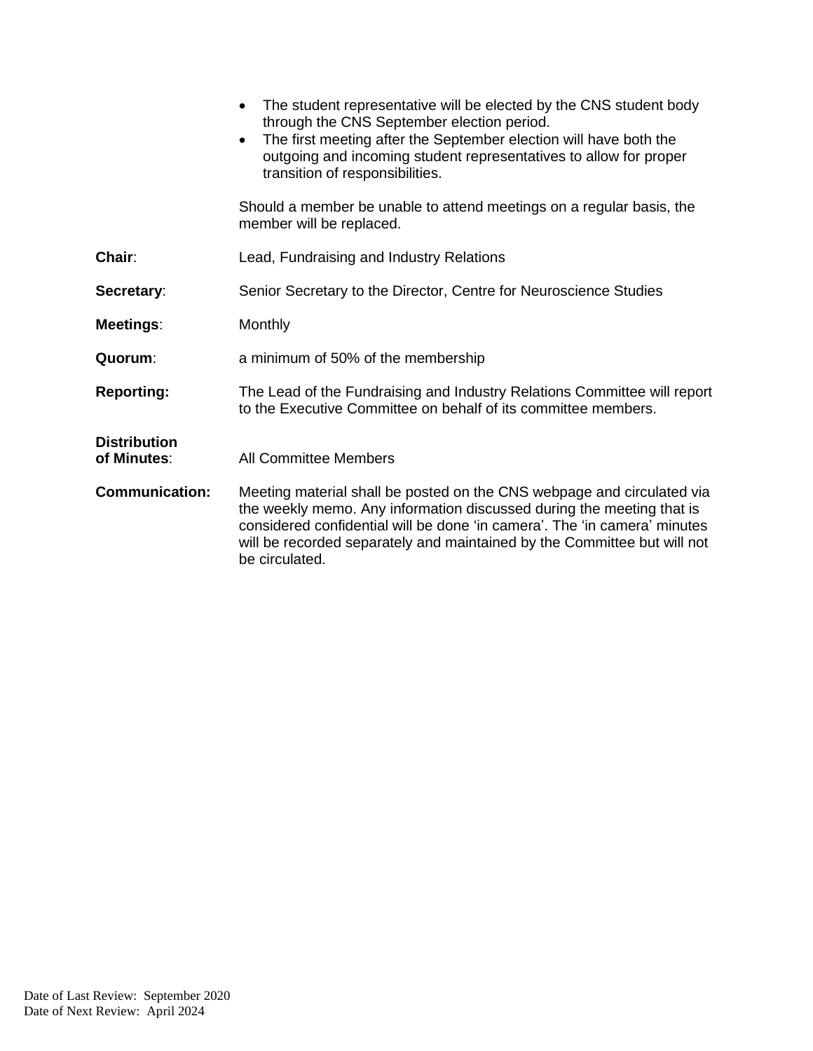- The student representative will be elected by the CNS student body through the CNS September election period.
- The first meeting after the September election will have both the outgoing and incoming student representatives to allow for proper transition of responsibilities.

Should a member be unable to attend meetings on a regular basis, the member will be replaced.

**Chair**: Lead, Fundraising and Industry Relations

**Secretary**: Senior Secretary to the Director, Centre for Neuroscience Studies

**Meetings**: Monthly

**Quorum**: a minimum of 50% of the membership

**Reporting:** The Lead of the Fundraising and Industry Relations Committee will report to the Executive Committee on behalf of its committee members.

**Distribution of Minutes**: All Committee Members

**Communication:** Meeting material shall be posted on the CNS webpage and circulated via the weekly memo. Any information discussed during the meeting that is considered confidential will be done 'in camera'. The 'in camera' minutes will be recorded separately and maintained by the Committee but will not be circulated.

Date of Last Review: September 2020
Date of Next Review: April 2024